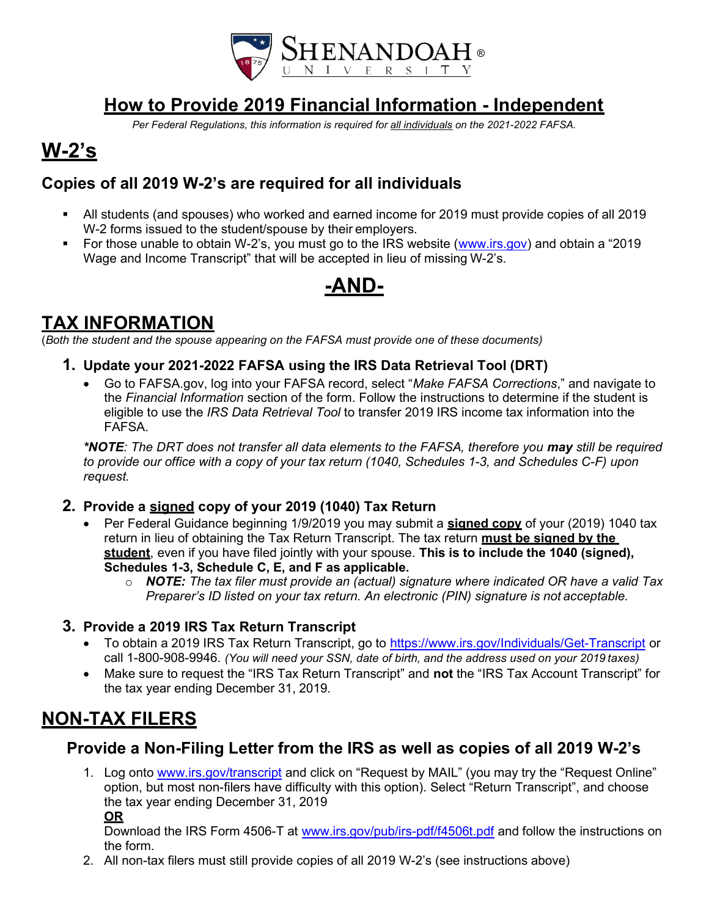SHENANDOAH® UNIVERSITY

# How to Provide 2019 Financial Information - Independent

*Per Federal Regulations, this information is required for all individuals on the 2021-2022 FAFSA.*

# W-2's

## Copies of all 2019 W-2's are required for all individuals

- All students (and spouses) who worked and earned income for 2019 must provide copies of all 2019 W-2 forms issued to the student/spouse by their employers.
- For those unable to obtain W-2's, you must go to the IRS website (www.irs.gov) and obtain a "2019 Wage and Income Transcript" that will be accepted in lieu of missing W-2's.

## -AND-

# TAX INFORMATION

(*Both the student and the spouse appearing on the FAFSA must provide one of these documents*)

### 1. Update your 2021-2022 FAFSA using the IRS Data Retrieval Tool (DRT)

- Go to FAFSA.gov, log into your FAFSA record, select "*Make FAFSA Corrections*," and navigate to the *Financial Information* section of the form. Follow the instructions to determine if the student is eligible to use the *IRS Data Retrieval Tool* to transfer 2019 IRS income tax information into the FAFSA.

***NOTE**: The DRT does not transfer all data elements to the FAFSA, therefore you **may** still be required to provide our office with a copy of your tax return (1040, Schedules 1-3, and Schedules C-F) upon request.*

### 2. Provide a signed copy of your 2019 (1040) Tax Return

- Per Federal Guidance beginning 1/9/2019 you may submit a **signed copy** of your (2019) 1040 tax return in lieu of obtaining the Tax Return Transcript. The tax return **must be signed by the student**, even if you have filed jointly with your spouse. **This is to include the 1040 (signed), Schedules 1-3, Schedule C, E, and F as applicable.**
  - ***NOTE:** The tax filer must provide an (actual) signature where indicated OR have a valid Tax Preparer's ID listed on your tax return. An electronic (PIN) signature is not acceptable.*

### 3. Provide a 2019 IRS Tax Return Transcript

- To obtain a 2019 IRS Tax Return Transcript, go to https://www.irs.gov/Individuals/Get-Transcript or call 1-800-908-9946. *(You will need your SSN, date of birth, and the address used on your 2019 taxes)*
- Make sure to request the "IRS Tax Return Transcript" and **not** the "IRS Tax Account Transcript" for the tax year ending December 31, 2019.

# NON-TAX FILERS

## Provide a Non-Filing Letter from the IRS as well as copies of all 2019 W-2's

1. Log onto www.irs.gov/transcript and click on "Request by MAIL" (you may try the "Request Online" option, but most non-filers have difficulty with this option). Select "Return Transcript", and choose the tax year ending December 31, 2019
   **OR**
   Download the IRS Form 4506-T at www.irs.gov/pub/irs-pdf/f4506t.pdf and follow the instructions on the form.
2. All non-tax filers must still provide copies of all 2019 W-2's (see instructions above)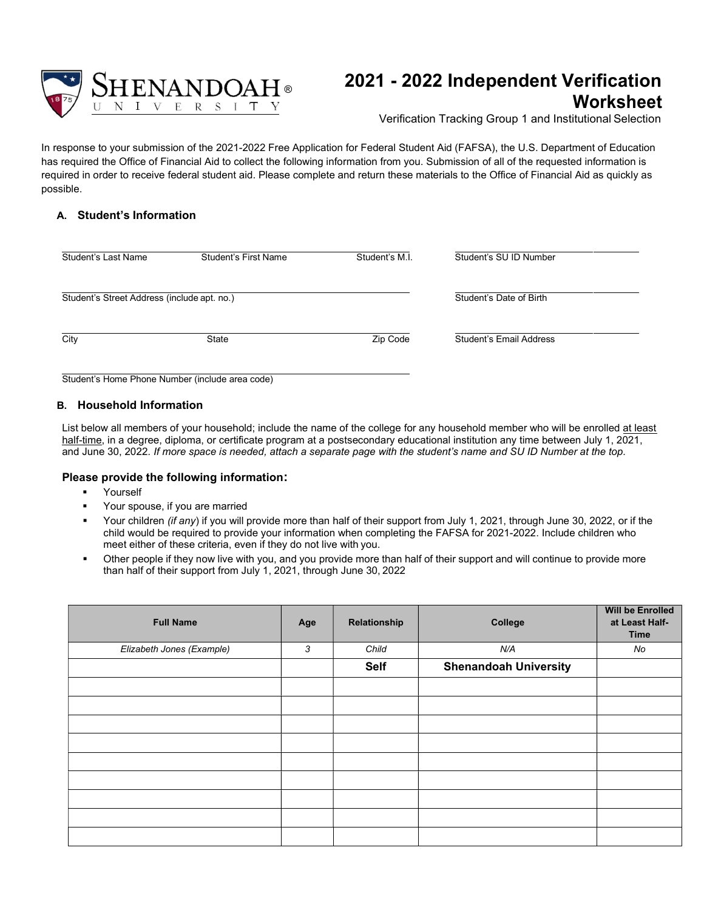# 2021 - 2022 Independent Verification Worksheet

Verification Tracking Group 1 and Institutional Selection

In response to your submission of the 2021-2022 Free Application for Federal Student Aid (FAFSA), the U.S. Department of Education has required the Office of Financial Aid to collect the following information from you. Submission of all of the requested information is required in order to receive federal student aid. Please complete and return these materials to the Office of Financial Aid as quickly as possible.

## A. Student's Information

Student's Last Name ______ Student's First Name ______ Student's M.I. ______

Student's SU ID Number ______

Student's Street Address (include apt. no.) ______

Student's Date of Birth ______

City ______ State ______ Zip Code ______

Student's Email Address ______

Student's Home Phone Number (include area code) ______

## B. Household Information

List below all members of your household; include the name of the college for any household member who will be enrolled at least half-time, in a degree, diploma, or certificate program at a postsecondary educational institution any time between July 1, 2021, and June 30, 2022. *If more space is needed, attach a separate page with the student's name and SU ID Number at the top.*

### Please provide the following information:

- Yourself
- Your spouse, if you are married
- Your children *(if any)* if you will provide more than half of their support from July 1, 2021, through June 30, 2022, or if the child would be required to provide your information when completing the FAFSA for 2021-2022. Include children who meet either of these criteria, even if they do not live with you.
- Other people if they now live with you, and you provide more than half of their support and will continue to provide more than half of their support from July 1, 2021, through June 30, 2022

| Full Name | Age | Relationship | College | Will be Enrolled at Least Half-Time |
|---|---|---|---|---|
| *Elizabeth Jones (Example)* | *3* | *Child* | *N/A* | *No* |
| | | **Self** | **Shenandoah University** | |
| | | | | |
| | | | | |
| | | | | |
| | | | | |
| | | | | |
| | | | | |
| | | | | |
| | | | | |
| | | | | |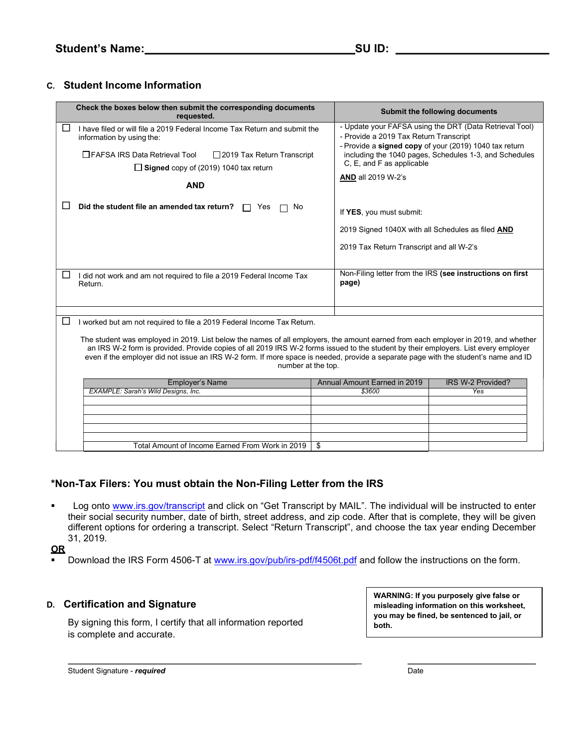**Student's Name:**\_\_\_\_\_\_\_\_\_\_\_\_\_\_\_\_\_\_\_\_\_\_\_\_\_\_\_\_\_\_\_\_ **SU ID:** \_\_\_\_\_\_\_\_\_\_\_\_\_\_\_\_\_\_\_\_\_\_

## C. Student Income Information

| Check the boxes below then submit the corresponding documents requested. | Submit the following documents |
|---|---|
| ☐ I have filed or will file a 2019 Federal Income Tax Return and submit the information by using the:<br><br>☐ FAFSA IRS Data Retrieval Tool ☐ 2019 Tax Return Transcript<br>☐ **Signed** copy of (2019) 1040 tax return<br><br>**AND** | - Update your FAFSA using the DRT (Data Retrieval Tool)<br>- Provide a 2019 Tax Return Transcript<br>- Provide a **signed copy** of your (2019) 1040 tax return including the 1040 pages, Schedules 1-3, and Schedules C, E, and F as applicable<br><br>**AND** all 2019 W-2's |
| ☐ **Did the student file an amended tax return?** ☐ Yes ☐ No | If **YES**, you must submit:<br><br>2019 Signed 1040X with all Schedules as filed **AND**<br><br>2019 Tax Return Transcript and all W-2's |
| ☐ I did not work and am not required to file a 2019 Federal Income Tax Return. | Non-Filing letter from the IRS **(see instructions on first page)** |

☐ I worked but am not required to file a 2019 Federal Income Tax Return.

The student was employed in 2019. List below the names of all employers, the amount earned from each employer in 2019, and whether an IRS W-2 form is provided. Provide copies of all 2019 IRS W-2 forms issued to the student by their employers. List every employer even if the employer did not issue an IRS W-2 form. If more space is needed, provide a separate page with the student's name and ID number at the top.

| Employer's Name | Annual Amount Earned in 2019 | IRS W-2 Provided? |
|---|---|---|
| *EXAMPLE: Sarah's Wild Designs, Inc.* | *$3600* | *Yes* |
| | | |
| | | |
| | | |
| | | |
| | | |
| Total Amount of Income Earned From Work in 2019 | $ | |

## *Non-Tax Filers: You must obtain the Non-Filing Letter from the IRS

- Log onto www.irs.gov/transcript and click on "Get Transcript by MAIL". The individual will be instructed to enter their social security number, date of birth, street address, and zip code. After that is complete, they will be given different options for ordering a transcript. Select "Return Transcript", and choose the tax year ending December 31, 2019.

**OR**

- Download the IRS Form 4506-T at www.irs.gov/pub/irs-pdf/f4506t.pdf and follow the instructions on the form.

## D. Certification and Signature

By signing this form, I certify that all information reported is complete and accurate.

**WARNING: If you purposely give false or misleading information on this worksheet, you may be fined, be sentenced to jail, or both.**

\_\_\_\_\_\_\_\_\_\_\_\_\_\_\_\_\_\_\_\_\_\_\_\_\_\_\_\_\_\_\_\_\_\_\_\_\_\_\_\_ \_\_\_\_\_\_\_\_\_\_\_\_\_\_\_\_\_\_\_\_

Student Signature - ***required*** Date